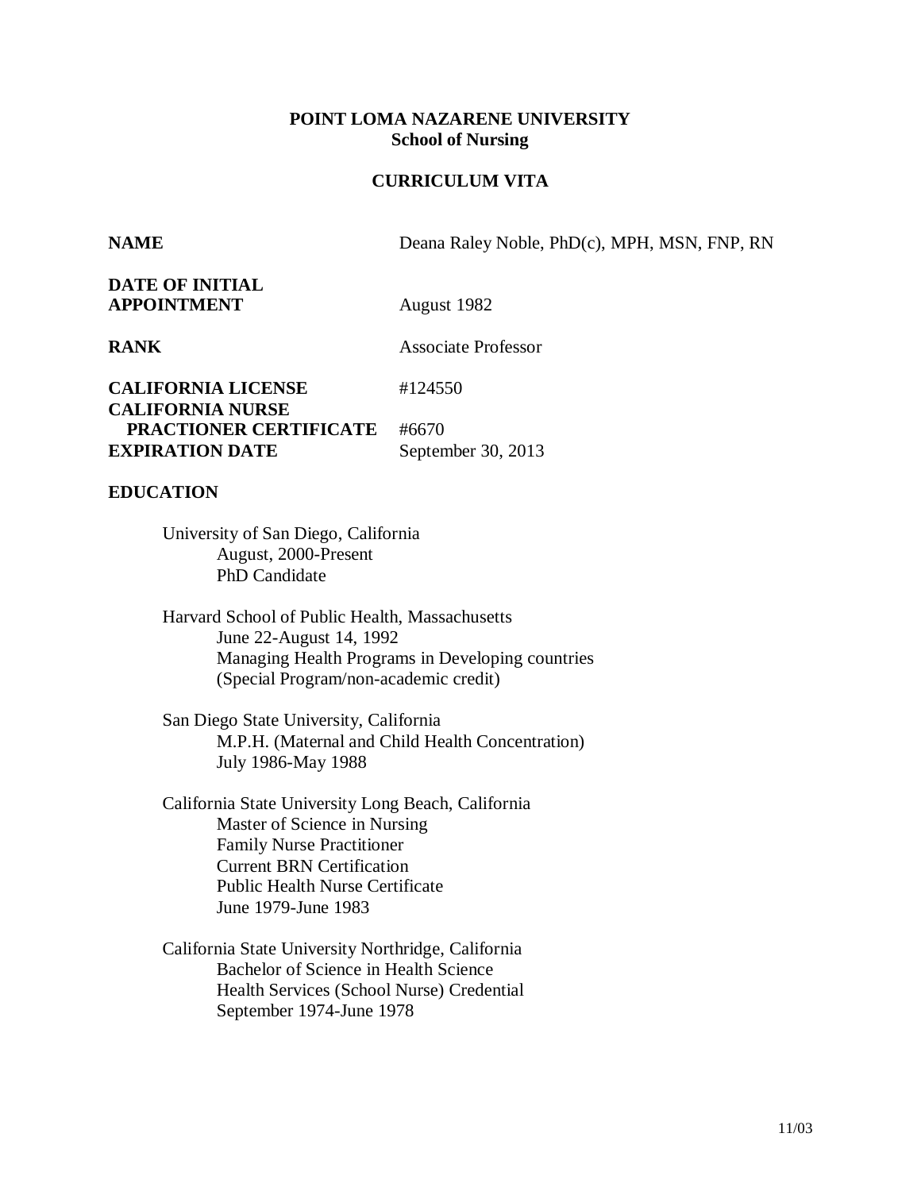**POINT LOMA NAZARENE UNIVERSITY**
**School of Nursing**

**CURRICULUM VITA**

| | |
|---|---|
| **NAME** | Deana Raley Noble, PhD(c), MPH, MSN, FNP, RN |
| **DATE OF INITIAL APPOINTMENT** | August 1982 |
| **RANK** | Associate Professor |
| **CALIFORNIA LICENSE** | #124550 |
| **CALIFORNIA NURSE PRACTIONER CERTIFICATE** | #6670 |
| **EXPIRATION DATE** | September 30, 2013 |

**EDUCATION**

University of San Diego, California
August, 2000-Present
PhD Candidate

Harvard School of Public Health, Massachusetts
June 22-August 14, 1992
Managing Health Programs in Developing countries
(Special Program/non-academic credit)

San Diego State University, California
M.P.H. (Maternal and Child Health Concentration)
July 1986-May 1988

California State University Long Beach, California
Master of Science in Nursing
Family Nurse Practitioner
Current BRN Certification
Public Health Nurse Certificate
June 1979-June 1983

California State University Northridge, California
Bachelor of Science in Health Science
Health Services (School Nurse) Credential
September 1974-June 1978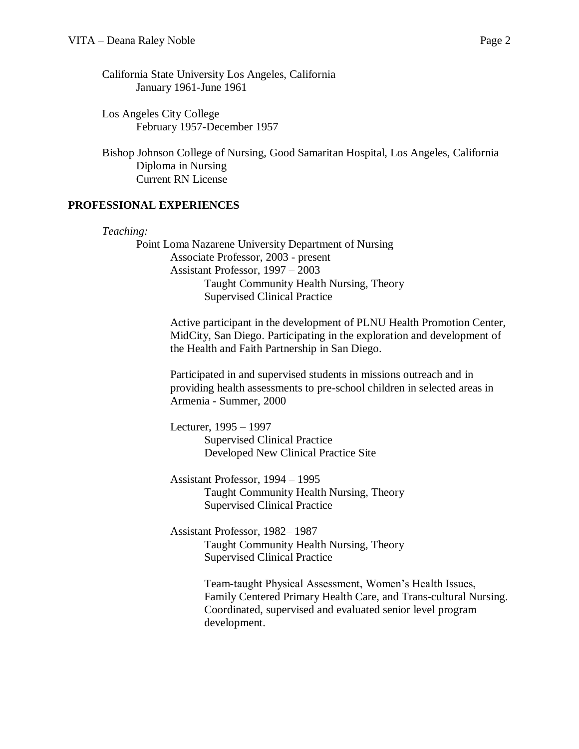California State University Los Angeles, California
January 1961-June 1961

Los Angeles City College
February 1957-December 1957

Bishop Johnson College of Nursing, Good Samaritan Hospital, Los Angeles, California
Diploma in Nursing
Current RN License

## PROFESSIONAL EXPERIENCES

*Teaching:*

Point Loma Nazarene University Department of Nursing

Associate Professor, 2003 - present
Assistant Professor, 1997 – 2003
Taught Community Health Nursing, Theory
Supervised Clinical Practice

Active participant in the development of PLNU Health Promotion Center, MidCity, San Diego. Participating in the exploration and development of the Health and Faith Partnership in San Diego.

Participated in and supervised students in missions outreach and in providing health assessments to pre-school children in selected areas in Armenia - Summer, 2000

Lecturer, 1995 – 1997
Supervised Clinical Practice
Developed New Clinical Practice Site

Assistant Professor, 1994 – 1995
Taught Community Health Nursing, Theory
Supervised Clinical Practice

Assistant Professor, 1982– 1987
Taught Community Health Nursing, Theory
Supervised Clinical Practice

Team-taught Physical Assessment, Women's Health Issues, Family Centered Primary Health Care, and Trans-cultural Nursing. Coordinated, supervised and evaluated senior level program development.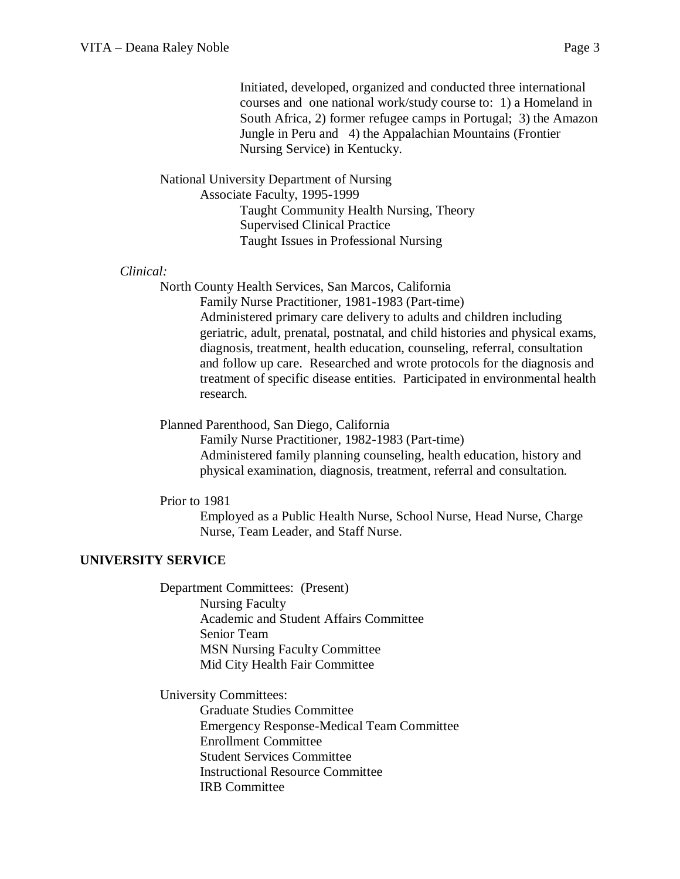Initiated, developed, organized and conducted three international courses and one national work/study course to: 1) a Homeland in South Africa, 2) former refugee camps in Portugal; 3) the Amazon Jungle in Peru and 4) the Appalachian Mountains (Frontier Nursing Service) in Kentucky.

National University Department of Nursing
Associate Faculty, 1995-1999
Taught Community Health Nursing, Theory
Supervised Clinical Practice
Taught Issues in Professional Nursing

*Clinical:*

North County Health Services, San Marcos, California
Family Nurse Practitioner, 1981-1983 (Part-time)
Administered primary care delivery to adults and children including geriatric, adult, prenatal, postnatal, and child histories and physical exams, diagnosis, treatment, health education, counseling, referral, consultation and follow up care. Researched and wrote protocols for the diagnosis and treatment of specific disease entities. Participated in environmental health research.

Planned Parenthood, San Diego, California
Family Nurse Practitioner, 1982-1983 (Part-time)
Administered family planning counseling, health education, history and physical examination, diagnosis, treatment, referral and consultation.

Prior to 1981
Employed as a Public Health Nurse, School Nurse, Head Nurse, Charge Nurse, Team Leader, and Staff Nurse.

## UNIVERSITY SERVICE

Department Committees: (Present)
- Nursing Faculty
- Academic and Student Affairs Committee
- Senior Team
- MSN Nursing Faculty Committee
- Mid City Health Fair Committee

University Committees:
- Graduate Studies Committee
- Emergency Response-Medical Team Committee
- Enrollment Committee
- Student Services Committee
- Instructional Resource Committee
- IRB Committee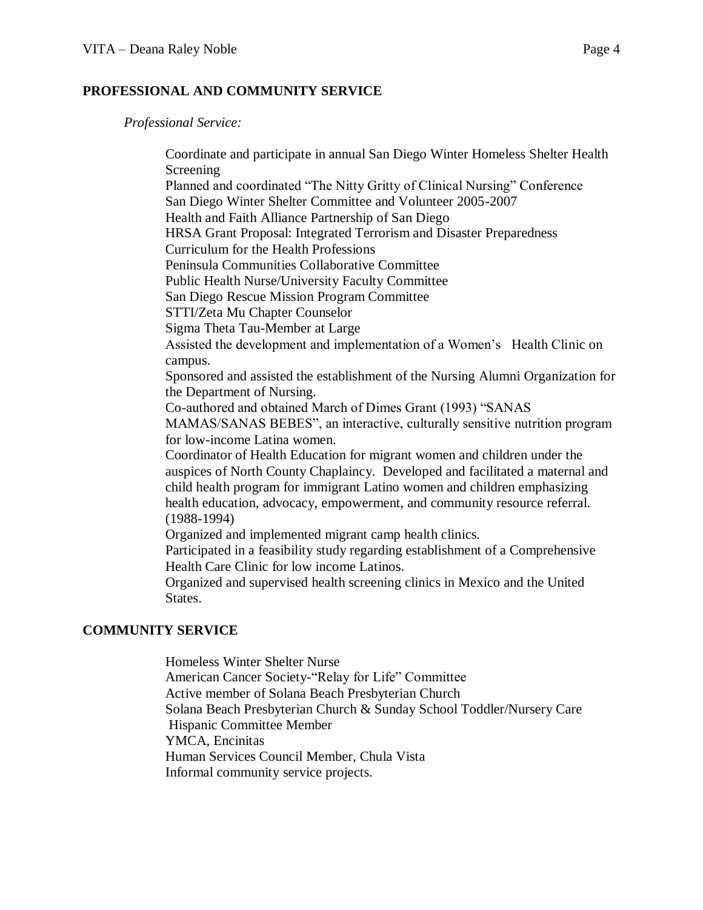## PROFESSIONAL AND COMMUNITY SERVICE

*Professional Service:*

Coordinate and participate in annual San Diego Winter Homeless Shelter Health Screening
Planned and coordinated "The Nitty Gritty of Clinical Nursing" Conference
San Diego Winter Shelter Committee and Volunteer 2005-2007
Health and Faith Alliance Partnership of San Diego
HRSA Grant Proposal: Integrated Terrorism and Disaster Preparedness Curriculum for the Health Professions
Peninsula Communities Collaborative Committee
Public Health Nurse/University Faculty Committee
San Diego Rescue Mission Program Committee
STTI/Zeta Mu Chapter Counselor
Sigma Theta Tau-Member at Large
Assisted the development and implementation of a Women's Health Clinic on campus.
Sponsored and assisted the establishment of the Nursing Alumni Organization for the Department of Nursing.
Co-authored and obtained March of Dimes Grant (1993) "SANAS MAMAS/SANAS BEBES", an interactive, culturally sensitive nutrition program for low-income Latina women.
Coordinator of Health Education for migrant women and children under the auspices of North County Chaplaincy. Developed and facilitated a maternal and child health program for immigrant Latino women and children emphasizing health education, advocacy, empowerment, and community resource referral. (1988-1994)
Organized and implemented migrant camp health clinics.
Participated in a feasibility study regarding establishment of a Comprehensive Health Care Clinic for low income Latinos.
Organized and supervised health screening clinics in Mexico and the United States.

## COMMUNITY SERVICE

Homeless Winter Shelter Nurse
American Cancer Society-"Relay for Life" Committee
Active member of Solana Beach Presbyterian Church
Solana Beach Presbyterian Church & Sunday School Toddler/Nursery Care
Hispanic Committee Member
YMCA, Encinitas
Human Services Council Member, Chula Vista
Informal community service projects.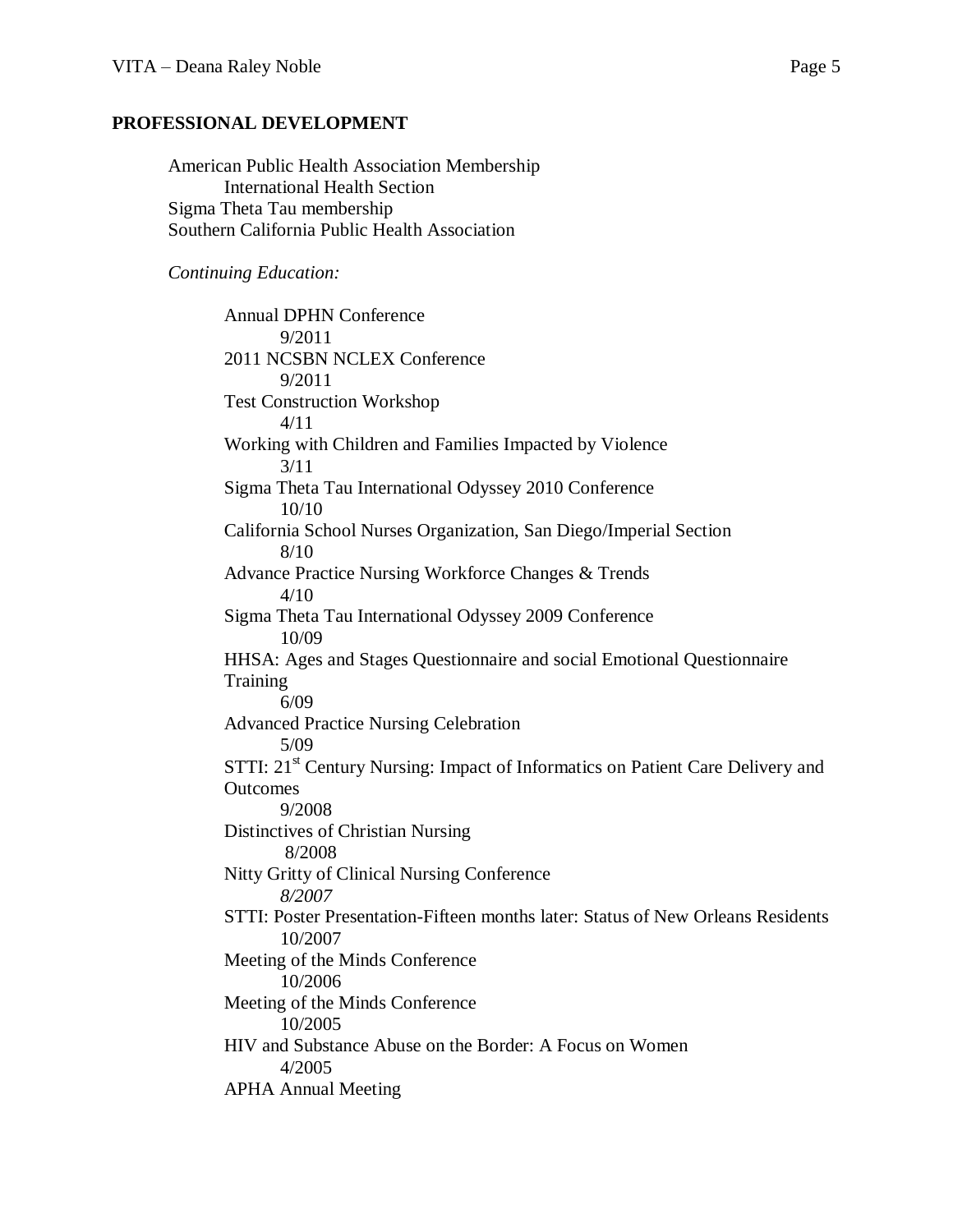## PROFESSIONAL DEVELOPMENT

American Public Health Association Membership
- International Health Section

Sigma Theta Tau membership
Southern California Public Health Association

*Continuing Education:*

- Annual DPHN Conference
  - 9/2011
- 2011 NCSBN NCLEX Conference
  - 9/2011
- Test Construction Workshop
  - 4/11
- Working with Children and Families Impacted by Violence
  - 3/11
- Sigma Theta Tau International Odyssey 2010 Conference
  - 10/10
- California School Nurses Organization, San Diego/Imperial Section
  - 8/10
- Advance Practice Nursing Workforce Changes & Trends
  - 4/10
- Sigma Theta Tau International Odyssey 2009 Conference
  - 10/09
- HHSA: Ages and Stages Questionnaire and social Emotional Questionnaire Training
  - 6/09
- Advanced Practice Nursing Celebration
  - 5/09
- STTI: 21st Century Nursing: Impact of Informatics on Patient Care Delivery and Outcomes
  - 9/2008
- Distinctives of Christian Nursing
  - 8/2008
- Nitty Gritty of Clinical Nursing Conference
  - *8/2007*
- STTI: Poster Presentation-Fifteen months later: Status of New Orleans Residents
  - 10/2007
- Meeting of the Minds Conference
  - 10/2006
- Meeting of the Minds Conference
  - 10/2005
- HIV and Substance Abuse on the Border: A Focus on Women
  - 4/2005
- APHA Annual Meeting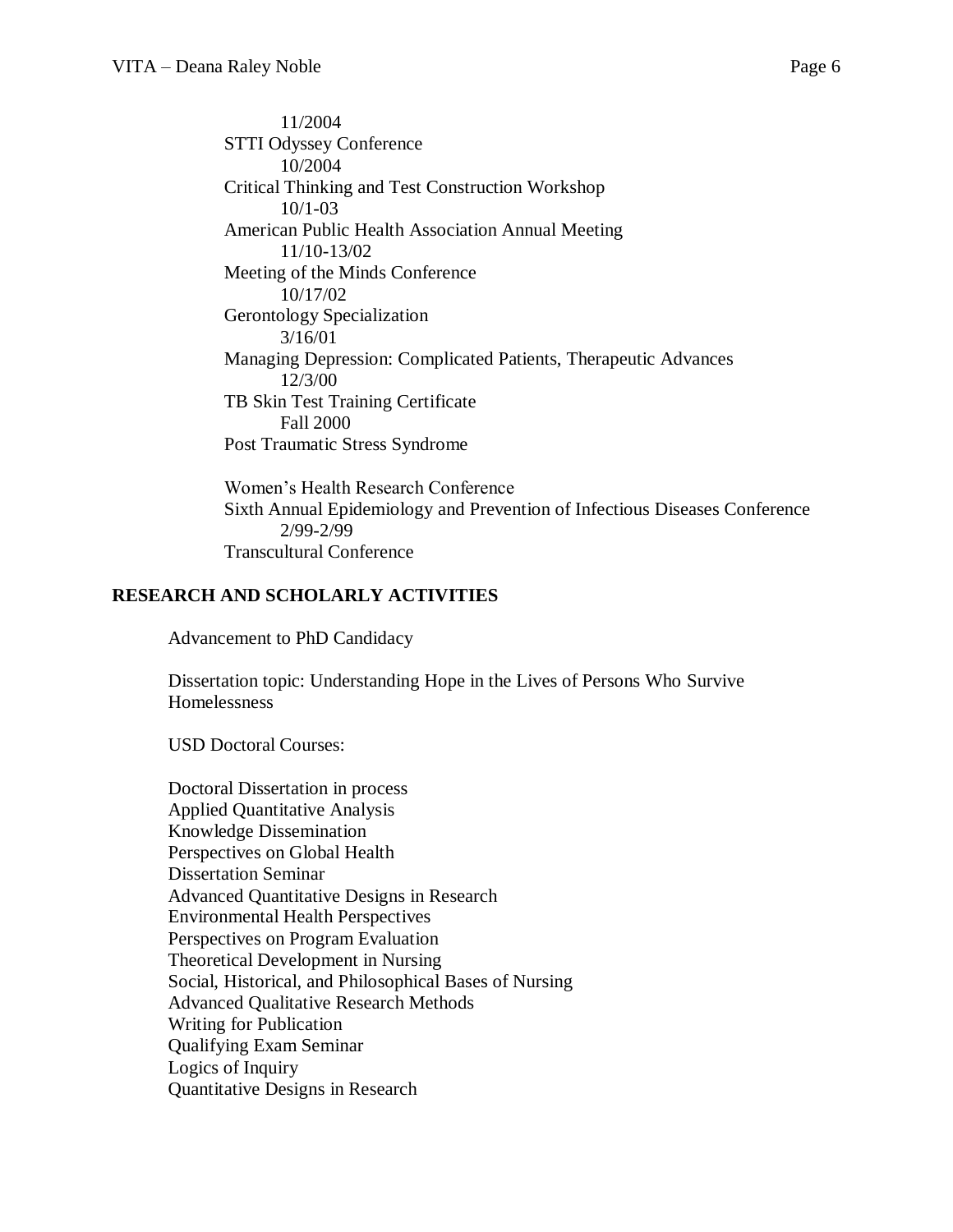11/2004

STTI Odyssey Conference

10/2004

Critical Thinking and Test Construction Workshop

10/1-03

American Public Health Association Annual Meeting

11/10-13/02

Meeting of the Minds Conference

10/17/02

Gerontology Specialization

3/16/01

Managing Depression: Complicated Patients, Therapeutic Advances

12/3/00

TB Skin Test Training Certificate

Fall 2000

Post Traumatic Stress Syndrome

Women's Health Research Conference

Sixth Annual Epidemiology and Prevention of Infectious Diseases Conference

2/99-2/99

Transcultural Conference

## RESEARCH AND SCHOLARLY ACTIVITIES

Advancement to PhD Candidacy

Dissertation topic: Understanding Hope in the Lives of Persons Who Survive Homelessness

USD Doctoral Courses:

Doctoral Dissertation in process
Applied Quantitative Analysis
Knowledge Dissemination
Perspectives on Global Health
Dissertation Seminar
Advanced Quantitative Designs in Research
Environmental Health Perspectives
Perspectives on Program Evaluation
Theoretical Development in Nursing
Social, Historical, and Philosophical Bases of Nursing
Advanced Qualitative Research Methods
Writing for Publication
Qualifying Exam Seminar
Logics of Inquiry
Quantitative Designs in Research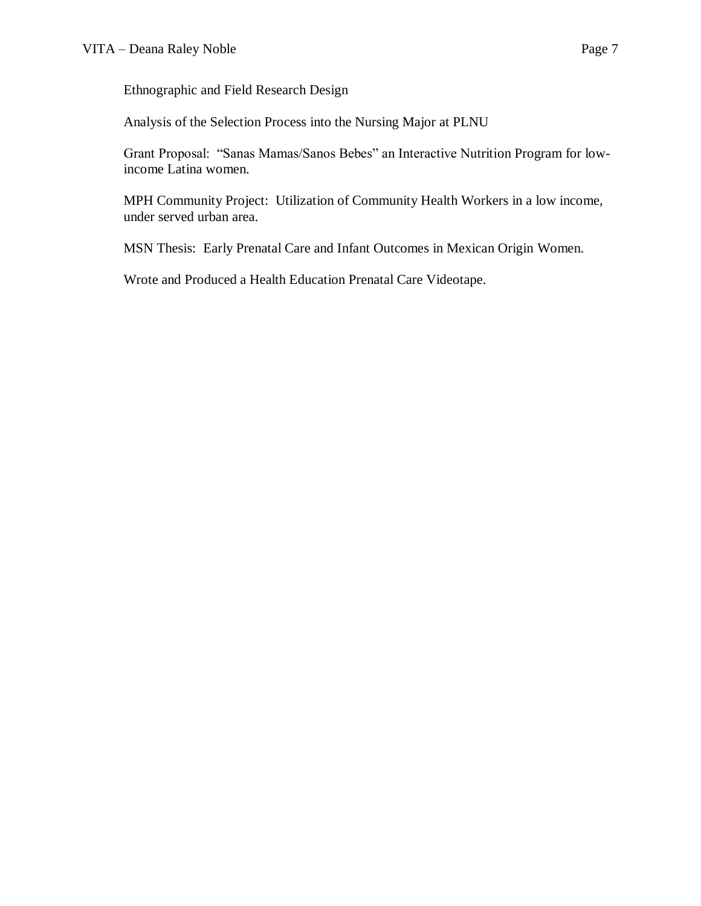Ethnographic and Field Research Design

Analysis of the Selection Process into the Nursing Major at PLNU

Grant Proposal: "Sanas Mamas/Sanos Bebes" an Interactive Nutrition Program for low-income Latina women.

MPH Community Project: Utilization of Community Health Workers in a low income, under served urban area.

MSN Thesis: Early Prenatal Care and Infant Outcomes in Mexican Origin Women.

Wrote and Produced a Health Education Prenatal Care Videotape.